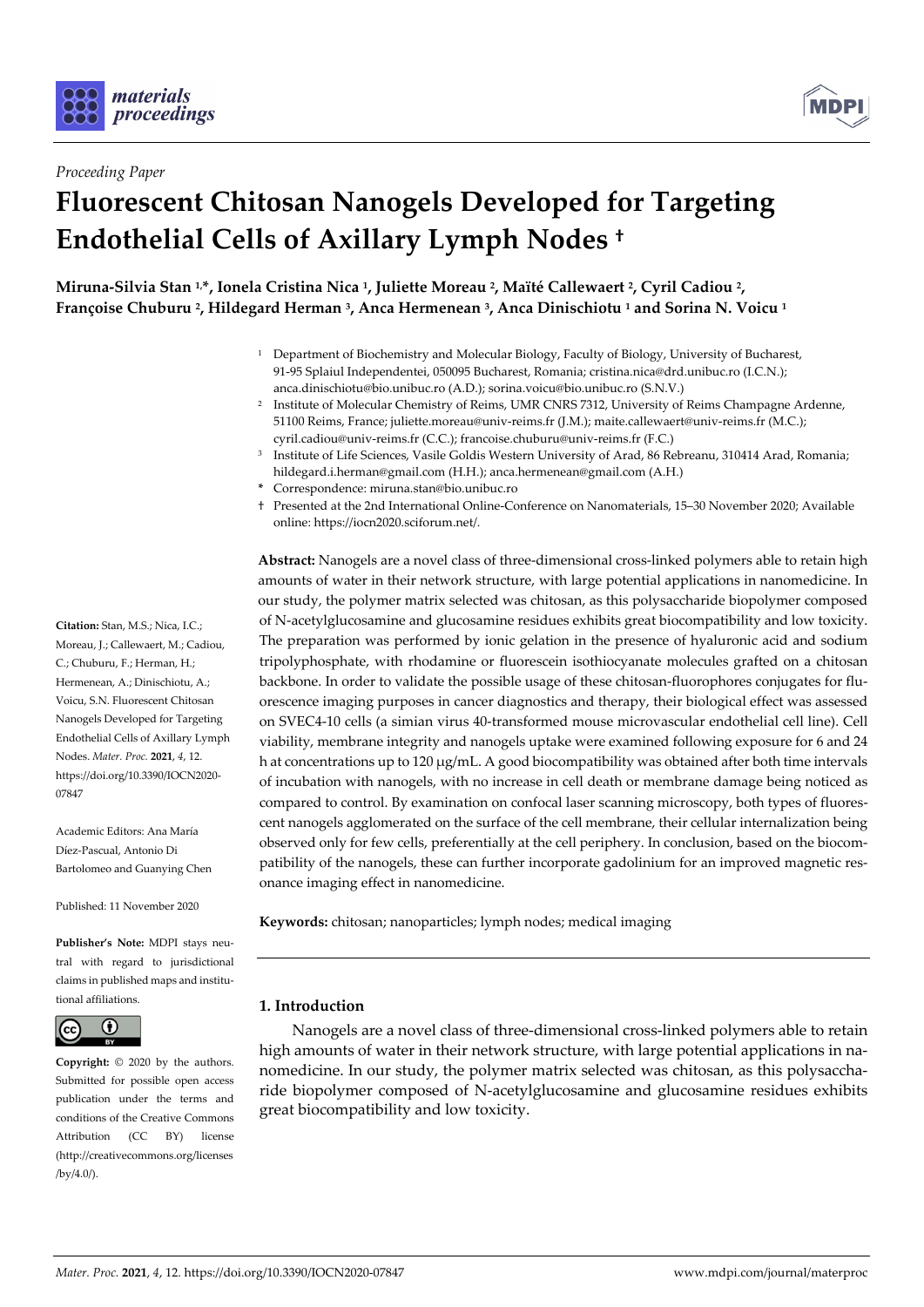*Proceeding Paper*

# Fluorescent Chitosan Nanogels Developed for Targeting Endothelial Cells of Axillary Lymph Nodes †

**Miruna-Silvia Stan [1,*], Ionela Cristina Nica [1], Juliette Moreau [2], Maïté Callewaert [2], Cyril Cadiou [2], Françoise Chuburu [2], Hildegard Herman [3], Anca Hermenean [3], Anca Dinischiotu [1] and Sorina N. Voicu [1]**

[1] Department of Biochemistry and Molecular Biology, Faculty of Biology, University of Bucharest, 91-95 Splaiul Independentei, 050095 Bucharest, Romania; cristina.nica@drd.unibuc.ro (I.C.N.); anca.dinischiotu@bio.unibuc.ro (A.D.); sorina.voicu@bio.unibuc.ro (S.N.V.)

[2] Institute of Molecular Chemistry of Reims, UMR CNRS 7312, University of Reims Champagne Ardenne, 51100 Reims, France; juliette.moreau@univ-reims.fr (J.M.); maite.callewaert@univ-reims.fr (M.C.); cyril.cadiou@univ-reims.fr (C.C.); francoise.chuburu@univ-reims.fr (F.C.)

[3] Institute of Life Sciences, Vasile Goldis Western University of Arad, 86 Rebreanu, 310414 Arad, Romania; hildegard.i.herman@gmail.com (H.H.); anca.hermenean@gmail.com (A.H.)

\* Correspondence: miruna.stan@bio.unibuc.ro

† Presented at the 2nd International Online-Conference on Nanomaterials, 15–30 November 2020; Available online: https://iocn2020.sciforum.net/.

**Abstract:** Nanogels are a novel class of three-dimensional cross-linked polymers able to retain high amounts of water in their network structure, with large potential applications in nanomedicine. In our study, the polymer matrix selected was chitosan, as this polysaccharide biopolymer composed of N-acetylglucosamine and glucosamine residues exhibits great biocompatibility and low toxicity. The preparation was performed by ionic gelation in the presence of hyaluronic acid and sodium tripolyphosphate, with rhodamine or fluorescein isothiocyanate molecules grafted on a chitosan backbone. In order to validate the possible usage of these chitosan-fluorophores conjugates for fluorescence imaging purposes in cancer diagnostics and therapy, their biological effect was assessed on SVEC4-10 cells (a simian virus 40-transformed mouse microvascular endothelial cell line). Cell viability, membrane integrity and nanogels uptake were examined following exposure for 6 and 24 h at concentrations up to 120 μg/mL. A good biocompatibility was obtained after both time intervals of incubation with nanogels, with no increase in cell death or membrane damage being noticed as compared to control. By examination on confocal laser scanning microscopy, both types of fluorescent nanogels agglomerated on the surface of the cell membrane, their cellular internalization being observed only for few cells, preferentially at the cell periphery. In conclusion, based on the biocompatibility of the nanogels, these can further incorporate gadolinium for an improved magnetic resonance imaging effect in nanomedicine.

**Keywords:** chitosan; nanoparticles; lymph nodes; medical imaging

**Citation:** Stan, M.S.; Nica, I.C.; Moreau, J.; Callewaert, M.; Cadiou, C.; Chuburu, F.; Herman, H.; Hermenean, A.; Dinischiotu, A.; Voicu, S.N. Fluorescent Chitosan Nanogels Developed for Targeting Endothelial Cells of Axillary Lymph Nodes. *Mater. Proc.* **2021**, *4*, 12. https://doi.org/10.3390/IOCN2020-07847

Academic Editors: Ana María Díez-Pascual, Antonio Di Bartolomeo and Guanying Chen

Published: 11 November 2020

**Publisher's Note:** MDPI stays neutral with regard to jurisdictional claims in published maps and institutional affiliations.

**Copyright:** © 2020 by the authors. Submitted for possible open access publication under the terms and conditions of the Creative Commons Attribution (CC BY) license (http://creativecommons.org/licenses/by/4.0/).

## 1. Introduction

Nanogels are a novel class of three-dimensional cross-linked polymers able to retain high amounts of water in their network structure, with large potential applications in nanomedicine. In our study, the polymer matrix selected was chitosan, as this polysaccharide biopolymer composed of N-acetylglucosamine and glucosamine residues exhibits great biocompatibility and low toxicity.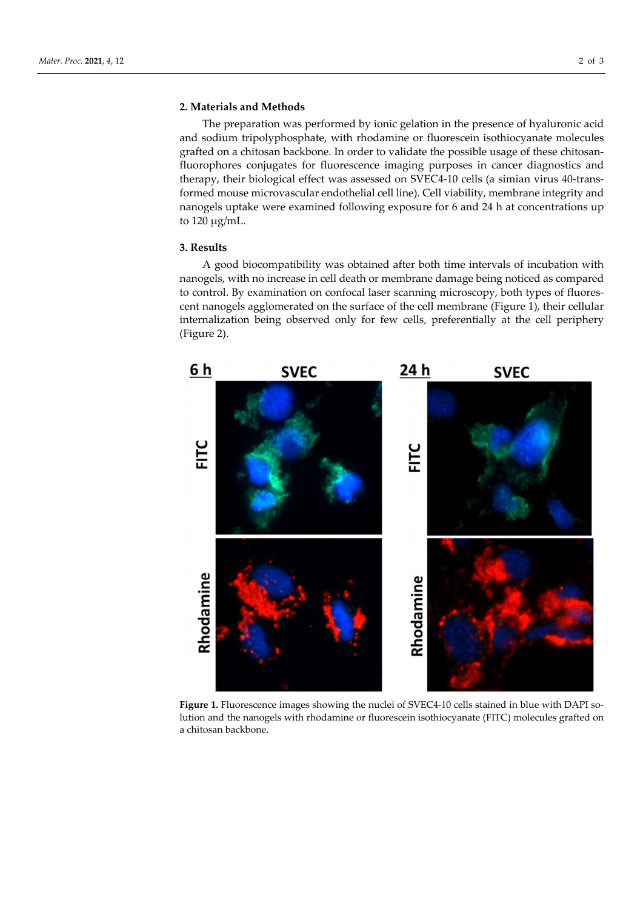## 2. Materials and Methods

The preparation was performed by ionic gelation in the presence of hyaluronic acid and sodium tripolyphosphate, with rhodamine or fluorescein isothiocyanate molecules grafted on a chitosan backbone. In order to validate the possible usage of these chitosan-fluorophores conjugates for fluorescence imaging purposes in cancer diagnostics and therapy, their biological effect was assessed on SVEC4-10 cells (a simian virus 40-transformed mouse microvascular endothelial cell line). Cell viability, membrane integrity and nanogels uptake were examined following exposure for 6 and 24 h at concentrations up to 120 μg/mL.

## 3. Results

A good biocompatibility was obtained after both time intervals of incubation with nanogels, with no increase in cell death or membrane damage being noticed as compared to control. By examination on confocal laser scanning microscopy, both types of fluorescent nanogels agglomerated on the surface of the cell membrane (Figure 1), their cellular internalization being observed only for few cells, preferentially at the cell periphery (Figure 2).

**Figure 1.** Fluorescence images showing the nuclei of SVEC4-10 cells stained in blue with DAPI solution and the nanogels with rhodamine or fluorescein isothiocyanate (FITC) molecules grafted on a chitosan backbone.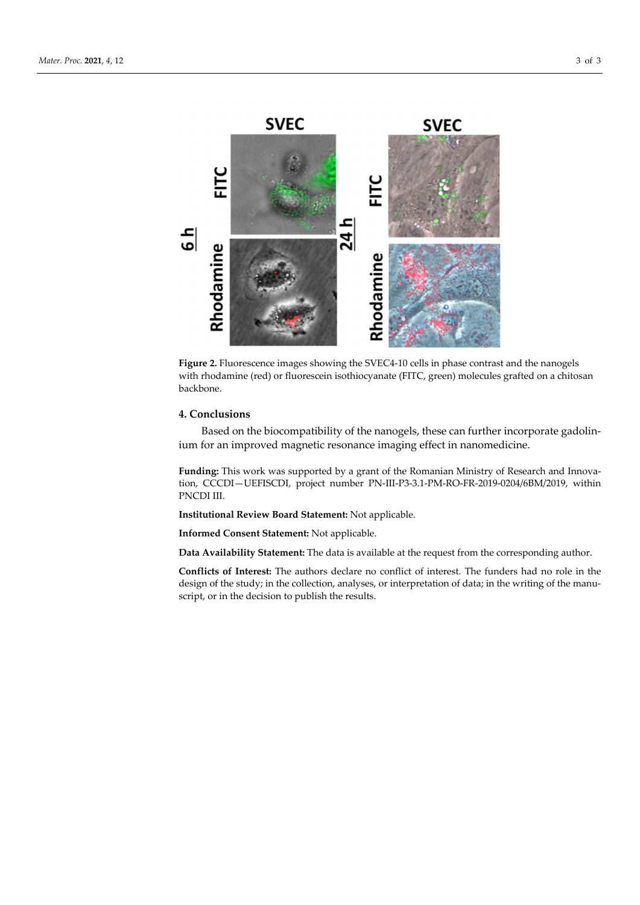SVEC

FITC

6 h

Rhodamine

SVEC

FITC

24 h

Rhodamine

**Figure 2.** Fluorescence images showing the SVEC4-10 cells in phase contrast and the nanogels with rhodamine (red) or fluorescein isothiocyanate (FITC, green) molecules grafted on a chitosan backbone.

## 4. Conclusions

Based on the biocompatibility of the nanogels, these can further incorporate gadolinium for an improved magnetic resonance imaging effect in nanomedicine.

**Funding:** This work was supported by a grant of the Romanian Ministry of Research and Innovation, CCCDI—UEFISCDI, project number PN-III-P3-3.1-PM-RO-FR-2019-0204/6BM/2019, within PNCDI III.

**Institutional Review Board Statement:** Not applicable.

**Informed Consent Statement:** Not applicable.

**Data Availability Statement:** The data is available at the request from the corresponding author.

**Conflicts of Interest:** The authors declare no conflict of interest. The funders had no role in the design of the study; in the collection, analyses, or interpretation of data; in the writing of the manuscript, or in the decision to publish the results.